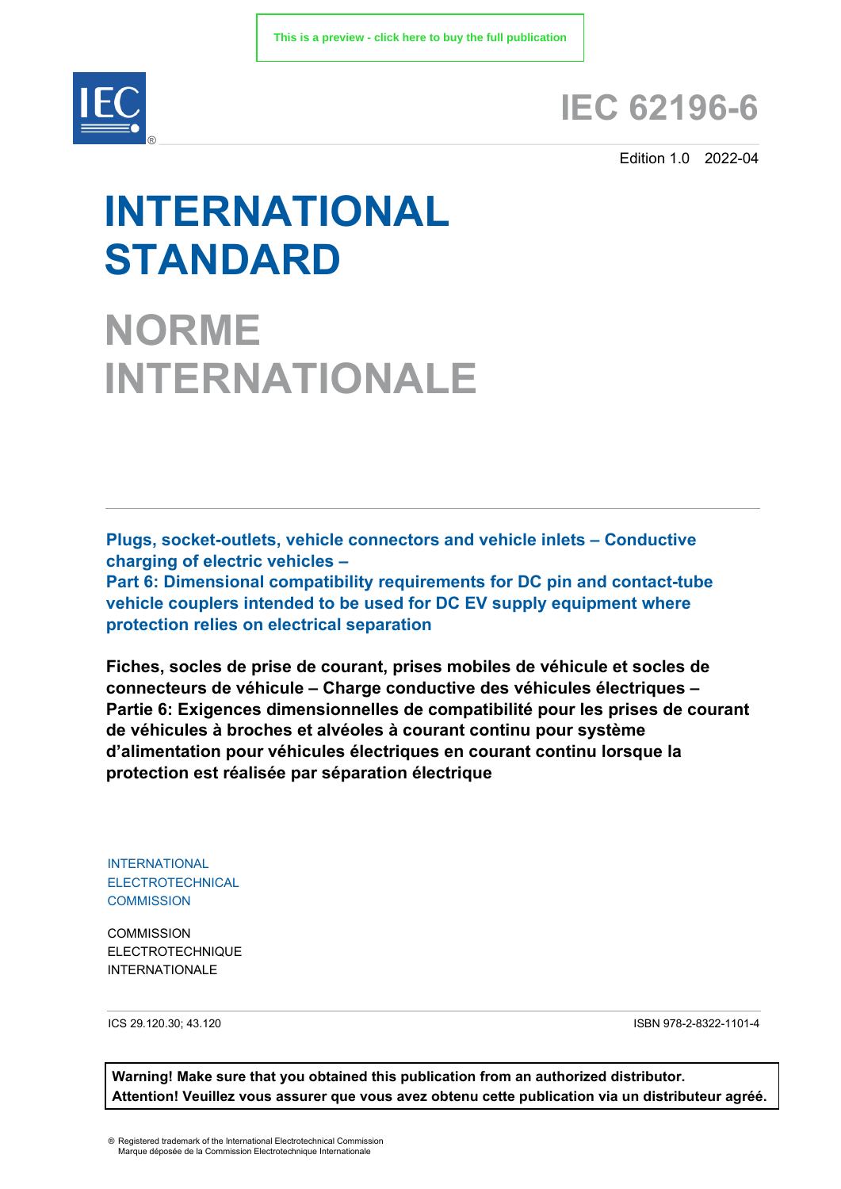This is a preview - click here to buy the full publication

IEC®

# IEC 62196-6

Edition 1.0 2022-04

# INTERNATIONAL STANDARD

# NORME INTERNATIONALE

**Plugs, socket-outlets, vehicle connectors and vehicle inlets – Conductive charging of electric vehicles –**
**Part 6: Dimensional compatibility requirements for DC pin and contact-tube vehicle couplers intended to be used for DC EV supply equipment where protection relies on electrical separation**

**Fiches, socles de prise de courant, prises mobiles de véhicule et socles de connecteurs de véhicule – Charge conductive des véhicules électriques –**
**Partie 6: Exigences dimensionnelles de compatibilité pour les prises de courant de véhicules à broches et alvéoles à courant continu pour système d'alimentation pour véhicules électriques en courant continu lorsque la protection est réalisée par séparation électrique**

INTERNATIONAL
ELECTROTECHNICAL
COMMISSION

COMMISSION
ELECTROTECHNIQUE
INTERNATIONALE

ICS 29.120.30; 43.120

ISBN 978-2-8322-1101-4

**Warning! Make sure that you obtained this publication from an authorized distributor.**
**Attention! Veuillez vous assurer que vous avez obtenu cette publication via un distributeur agréé.**

® Registered trademark of the International Electrotechnical Commission
Marque déposée de la Commission Electrotechnique Internationale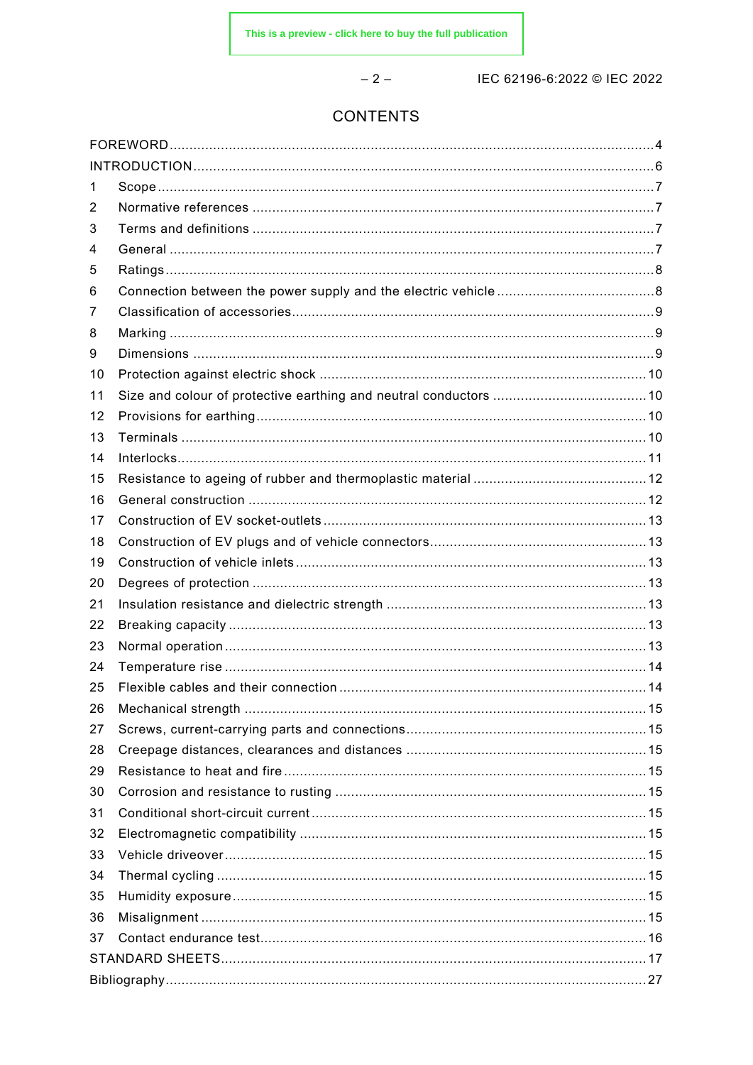# CONTENTS

FOREWORD ... 4
INTRODUCTION ... 6
1 Scope ... 7
2 Normative references ... 7
3 Terms and definitions ... 7
4 General ... 7
5 Ratings ... 8
6 Connection between the power supply and the electric vehicle ... 8
7 Classification of accessories ... 9
8 Marking ... 9
9 Dimensions ... 9
10 Protection against electric shock ... 10
11 Size and colour of protective earthing and neutral conductors ... 10
12 Provisions for earthing ... 10
13 Terminals ... 10
14 Interlocks ... 11
15 Resistance to ageing of rubber and thermoplastic material ... 12
16 General construction ... 12
17 Construction of EV socket-outlets ... 13
18 Construction of EV plugs and of vehicle connectors ... 13
19 Construction of vehicle inlets ... 13
20 Degrees of protection ... 13
21 Insulation resistance and dielectric strength ... 13
22 Breaking capacity ... 13
23 Normal operation ... 13
24 Temperature rise ... 14
25 Flexible cables and their connection ... 14
26 Mechanical strength ... 15
27 Screws, current-carrying parts and connections ... 15
28 Creepage distances, clearances and distances ... 15
29 Resistance to heat and fire ... 15
30 Corrosion and resistance to rusting ... 15
31 Conditional short-circuit current ... 15
32 Electromagnetic compatibility ... 15
33 Vehicle driveover ... 15
34 Thermal cycling ... 15
35 Humidity exposure ... 15
36 Misalignment ... 15
37 Contact endurance test ... 16
STANDARD SHEETS ... 17
Bibliography ... 27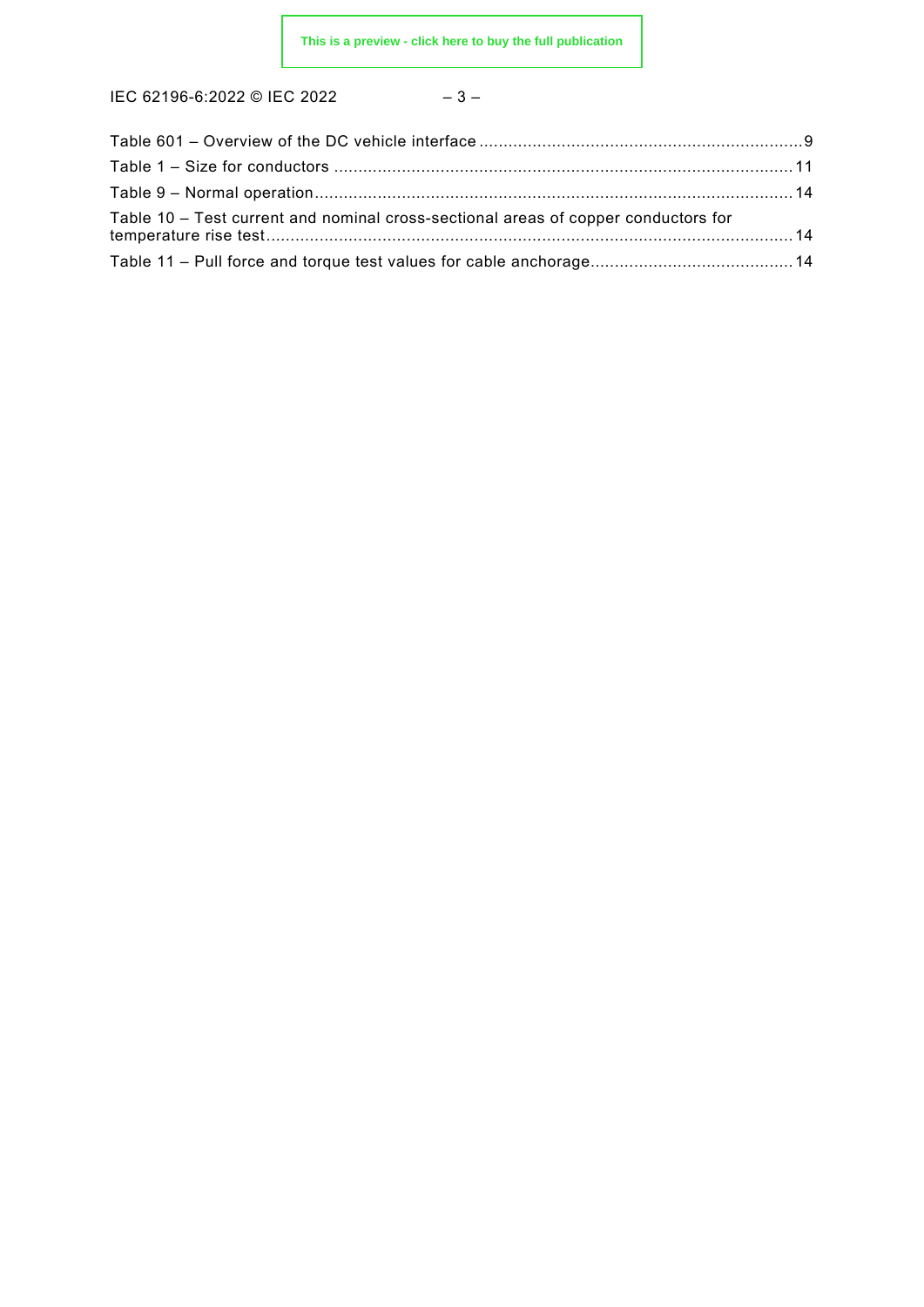Table 601 – Overview of the DC vehicle interface ....................................................................9
Table 1 – Size for conductors ..............................................................................................11
Table 9 – Normal operation..................................................................................................14
Table 10 – Test current and nominal cross-sectional areas of copper conductors for temperature rise test............................................................................................................14
Table 11 – Pull force and torque test values for cable anchorage.........................................14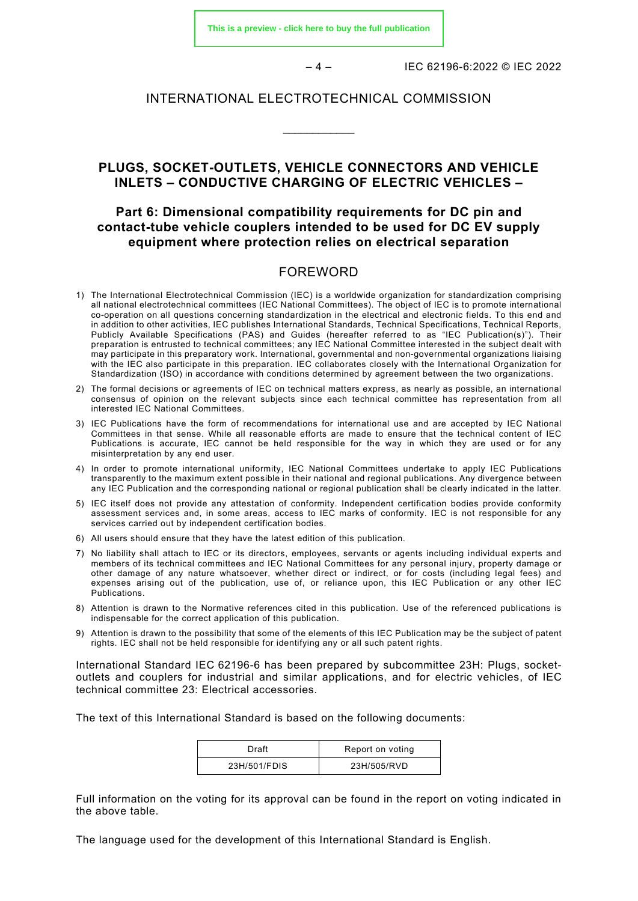INTERNATIONAL ELECTROTECHNICAL COMMISSION

____________

# PLUGS, SOCKET-OUTLETS, VEHICLE CONNECTORS AND VEHICLE INLETS – CONDUCTIVE CHARGING OF ELECTRIC VEHICLES –

## Part 6: Dimensional compatibility requirements for DC pin and contact-tube vehicle couplers intended to be used for DC EV supply equipment where protection relies on electrical separation

## FOREWORD

1) The International Electrotechnical Commission (IEC) is a worldwide organization for standardization comprising all national electrotechnical committees (IEC National Committees). The object of IEC is to promote international co-operation on all questions concerning standardization in the electrical and electronic fields. To this end and in addition to other activities, IEC publishes International Standards, Technical Specifications, Technical Reports, Publicly Available Specifications (PAS) and Guides (hereafter referred to as "IEC Publication(s)"). Their preparation is entrusted to technical committees; any IEC National Committee interested in the subject dealt with may participate in this preparatory work. International, governmental and non-governmental organizations liaising with the IEC also participate in this preparation. IEC collaborates closely with the International Organization for Standardization (ISO) in accordance with conditions determined by agreement between the two organizations.
2) The formal decisions or agreements of IEC on technical matters express, as nearly as possible, an international consensus of opinion on the relevant subjects since each technical committee has representation from all interested IEC National Committees.
3) IEC Publications have the form of recommendations for international use and are accepted by IEC National Committees in that sense. While all reasonable efforts are made to ensure that the technical content of IEC Publications is accurate, IEC cannot be held responsible for the way in which they are used or for any misinterpretation by any end user.
4) In order to promote international uniformity, IEC National Committees undertake to apply IEC Publications transparently to the maximum extent possible in their national and regional publications. Any divergence between any IEC Publication and the corresponding national or regional publication shall be clearly indicated in the latter.
5) IEC itself does not provide any attestation of conformity. Independent certification bodies provide conformity assessment services and, in some areas, access to IEC marks of conformity. IEC is not responsible for any services carried out by independent certification bodies.
6) All users should ensure that they have the latest edition of this publication.
7) No liability shall attach to IEC or its directors, employees, servants or agents including individual experts and members of its technical committees and IEC National Committees for any personal injury, property damage or other damage of any nature whatsoever, whether direct or indirect, or for costs (including legal fees) and expenses arising out of the publication, use of, or reliance upon, this IEC Publication or any other IEC Publications.
8) Attention is drawn to the Normative references cited in this publication. Use of the referenced publications is indispensable for the correct application of this publication.
9) Attention is drawn to the possibility that some of the elements of this IEC Publication may be the subject of patent rights. IEC shall not be held responsible for identifying any or all such patent rights.

International Standard IEC 62196-6 has been prepared by subcommittee 23H: Plugs, socket-outlets and couplers for industrial and similar applications, and for electric vehicles, of IEC technical committee 23: Electrical accessories.

The text of this International Standard is based on the following documents:

| Draft | Report on voting |
|---|---|
| 23H/501/FDIS | 23H/505/RVD |

Full information on the voting for its approval can be found in the report on voting indicated in the above table.

The language used for the development of this International Standard is English.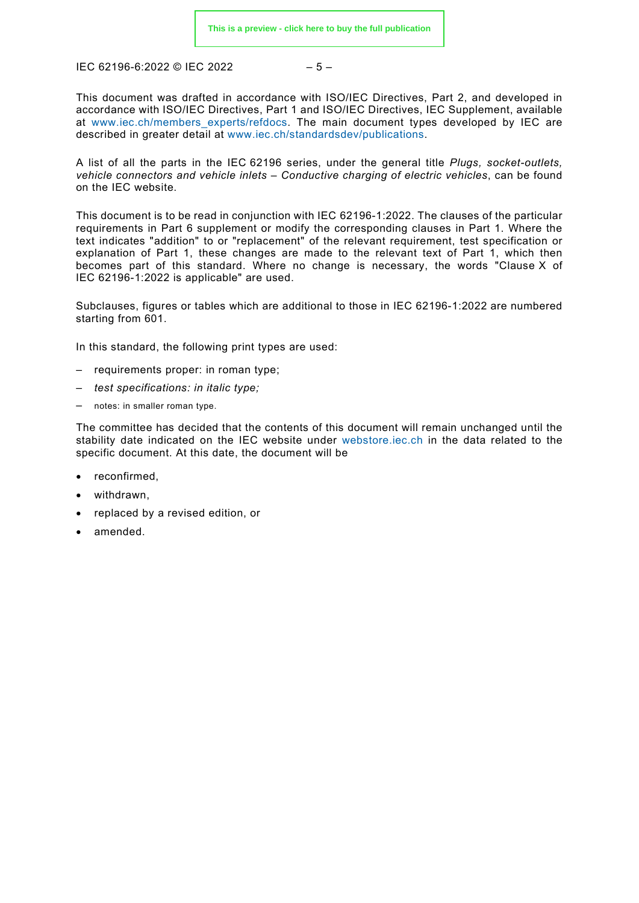This document was drafted in accordance with ISO/IEC Directives, Part 2, and developed in accordance with ISO/IEC Directives, Part 1 and ISO/IEC Directives, IEC Supplement, available at www.iec.ch/members_experts/refdocs. The main document types developed by IEC are described in greater detail at www.iec.ch/standardsdev/publications.

A list of all the parts in the IEC 62196 series, under the general title *Plugs, socket-outlets, vehicle connectors and vehicle inlets – Conductive charging of electric vehicles*, can be found on the IEC website.

This document is to be read in conjunction with IEC 62196-1:2022. The clauses of the particular requirements in Part 6 supplement or modify the corresponding clauses in Part 1. Where the text indicates "addition" to or "replacement" of the relevant requirement, test specification or explanation of Part 1, these changes are made to the relevant text of Part 1, which then becomes part of this standard. Where no change is necessary, the words "Clause X of IEC 62196-1:2022 is applicable" are used.

Subclauses, figures or tables which are additional to those in IEC 62196-1:2022 are numbered starting from 601.

In this standard, the following print types are used:

– requirements proper: in roman type;
– *test specifications: in italic type;*
– notes: in smaller roman type.

The committee has decided that the contents of this document will remain unchanged until the stability date indicated on the IEC website under webstore.iec.ch in the data related to the specific document. At this date, the document will be

- reconfirmed,
- withdrawn,
- replaced by a revised edition, or
- amended.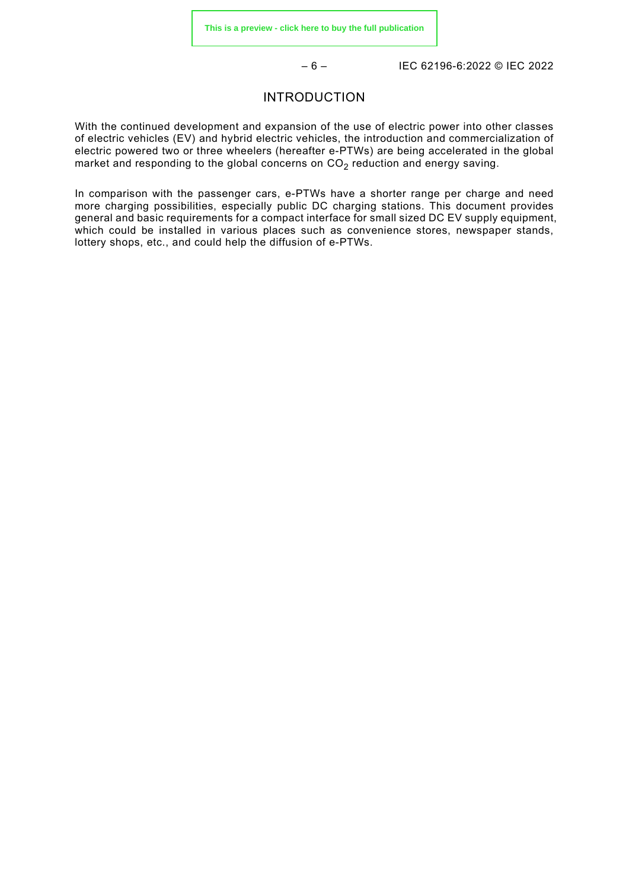# INTRODUCTION

With the continued development and expansion of the use of electric power into other classes of electric vehicles (EV) and hybrid electric vehicles, the introduction and commercialization of electric powered two or three wheelers (hereafter e-PTWs) are being accelerated in the global market and responding to the global concerns on $CO_2$ reduction and energy saving.

In comparison with the passenger cars, e-PTWs have a shorter range per charge and need more charging possibilities, especially public DC charging stations. This document provides general and basic requirements for a compact interface for small sized DC EV supply equipment, which could be installed in various places such as convenience stores, newspaper stands, lottery shops, etc., and could help the diffusion of e-PTWs.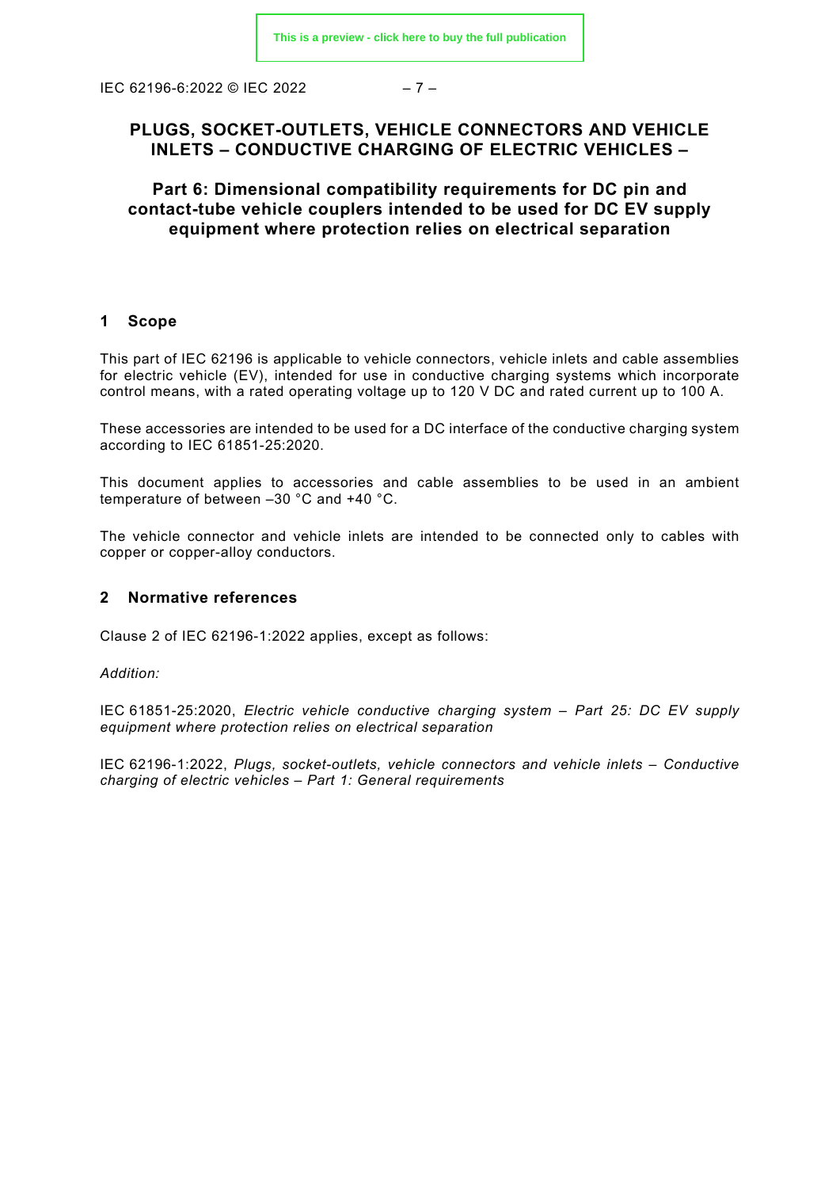# PLUGS, SOCKET-OUTLETS, VEHICLE CONNECTORS AND VEHICLE INLETS – CONDUCTIVE CHARGING OF ELECTRIC VEHICLES –

## Part 6: Dimensional compatibility requirements for DC pin and contact-tube vehicle couplers intended to be used for DC EV supply equipment where protection relies on electrical separation

## 1 Scope

This part of IEC 62196 is applicable to vehicle connectors, vehicle inlets and cable assemblies for electric vehicle (EV), intended for use in conductive charging systems which incorporate control means, with a rated operating voltage up to 120 V DC and rated current up to 100 A.

These accessories are intended to be used for a DC interface of the conductive charging system according to IEC 61851-25:2020.

This document applies to accessories and cable assemblies to be used in an ambient temperature of between –30 °C and +40 °C.

The vehicle connector and vehicle inlets are intended to be connected only to cables with copper or copper-alloy conductors.

## 2 Normative references

Clause 2 of IEC 62196-1:2022 applies, except as follows:

*Addition:*

IEC 61851-25:2020, *Electric vehicle conductive charging system – Part 25: DC EV supply equipment where protection relies on electrical separation*

IEC 62196-1:2022, *Plugs, socket-outlets, vehicle connectors and vehicle inlets – Conductive charging of electric vehicles – Part 1: General requirements*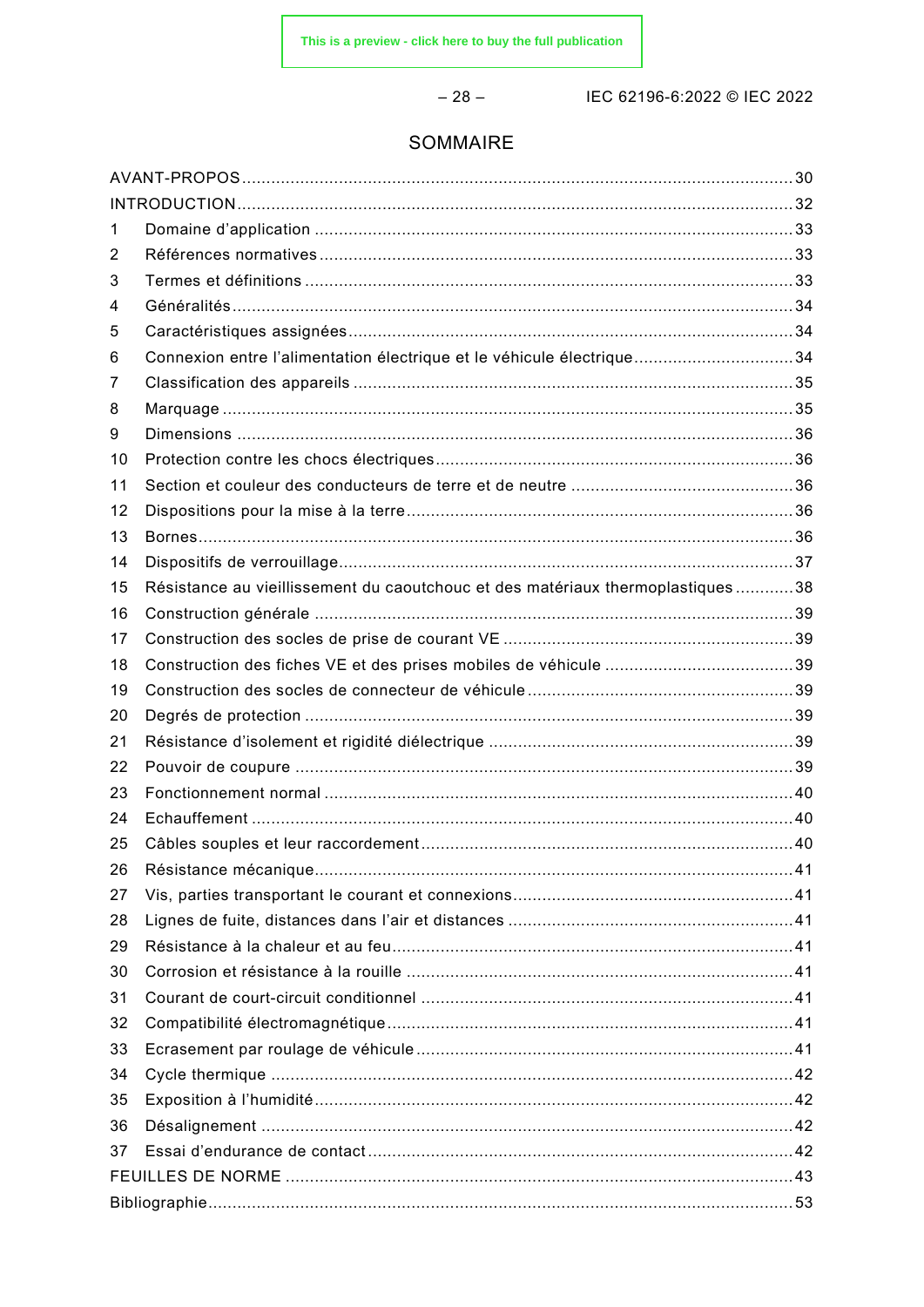# SOMMAIRE

AVANT-PROPOS ... 30
INTRODUCTION ... 32
1 Domaine d'application ... 33
2 Références normatives ... 33
3 Termes et définitions ... 33
4 Généralités ... 34
5 Caractéristiques assignées ... 34
6 Connexion entre l'alimentation électrique et le véhicule électrique ... 34
7 Classification des appareils ... 35
8 Marquage ... 35
9 Dimensions ... 36
10 Protection contre les chocs électriques ... 36
11 Section et couleur des conducteurs de terre et de neutre ... 36
12 Dispositions pour la mise à la terre ... 36
13 Bornes ... 36
14 Dispositifs de verrouillage ... 37
15 Résistance au vieillissement du caoutchouc et des matériaux thermoplastiques ... 38
16 Construction générale ... 39
17 Construction des socles de prise de courant VE ... 39
18 Construction des fiches VE et des prises mobiles de véhicule ... 39
19 Construction des socles de connecteur de véhicule ... 39
20 Degrés de protection ... 39
21 Résistance d'isolement et rigidité diélectrique ... 39
22 Pouvoir de coupure ... 39
23 Fonctionnement normal ... 40
24 Echauffement ... 40
25 Câbles souples et leur raccordement ... 40
26 Résistance mécanique ... 41
27 Vis, parties transportant le courant et connexions ... 41
28 Lignes de fuite, distances dans l'air et distances ... 41
29 Résistance à la chaleur et au feu ... 41
30 Corrosion et résistance à la rouille ... 41
31 Courant de court-circuit conditionnel ... 41
32 Compatibilité électromagnétique ... 41
33 Ecrasement par roulage de véhicule ... 41
34 Cycle thermique ... 42
35 Exposition à l'humidité ... 42
36 Désalignement ... 42
37 Essai d'endurance de contact ... 42
FEUILLES DE NORME ... 43
Bibliographie ... 53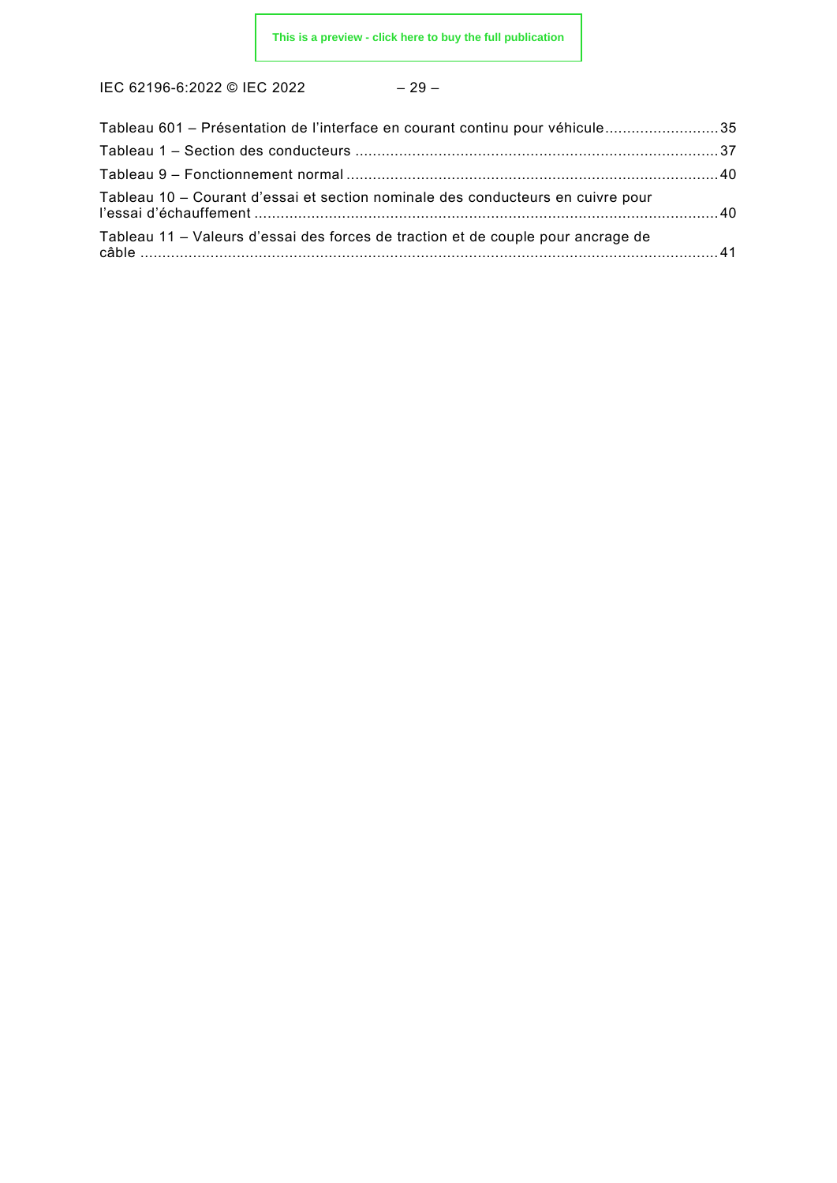Tableau 601 – Présentation de l'interface en courant continu pour véhicule .......................... 35

Tableau 1 – Section des conducteurs ................................................................................... 37

Tableau 9 – Fonctionnement normal ..................................................................................... 40

Tableau 10 – Courant d'essai et section nominale des conducteurs en cuivre pour l'essai d'échauffement ............................................................................................................. 40

Tableau 11 – Valeurs d'essai des forces de traction et de couple pour ancrage de câble ...................................................................................................................................... 41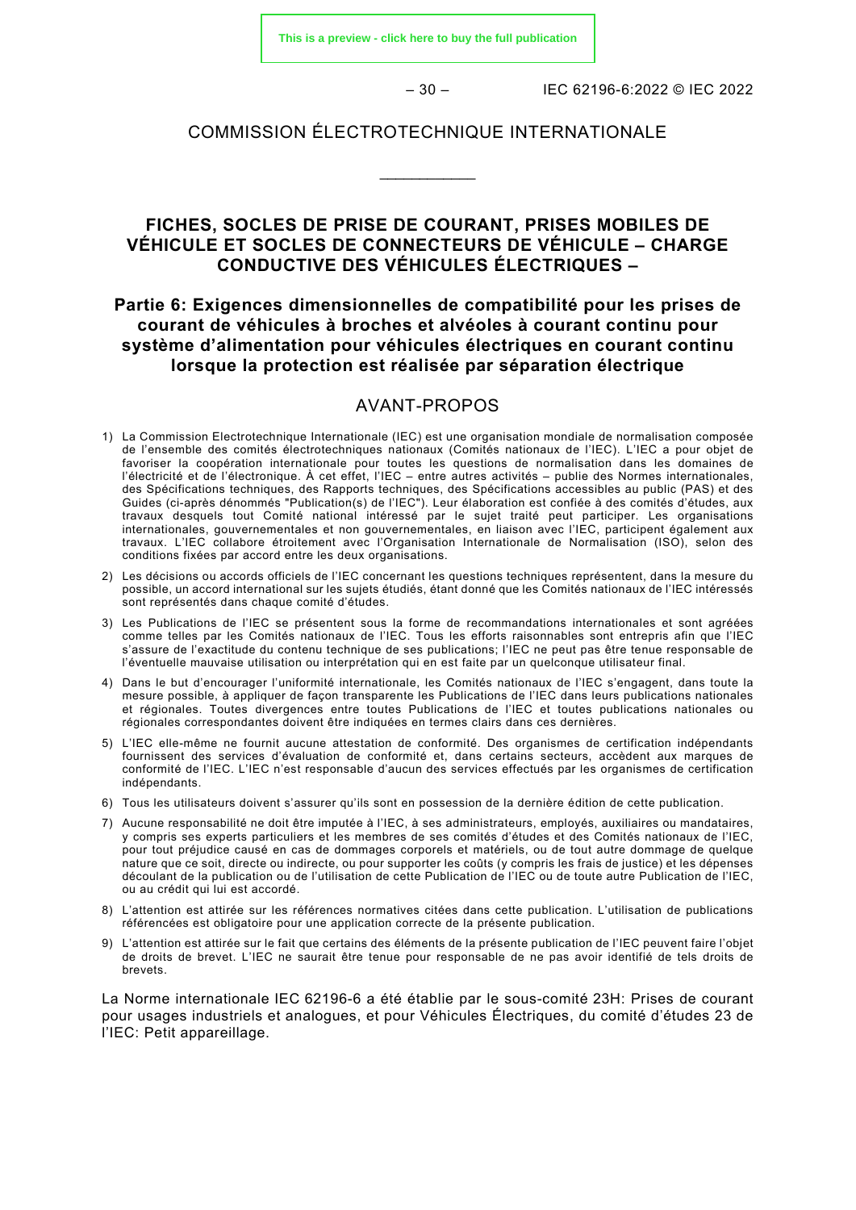COMMISSION ÉLECTROTECHNIQUE INTERNATIONALE

___________

# FICHES, SOCLES DE PRISE DE COURANT, PRISES MOBILES DE VÉHICULE ET SOCLES DE CONNECTEURS DE VÉHICULE – CHARGE CONDUCTIVE DES VÉHICULES ÉLECTRIQUES –

## Partie 6: Exigences dimensionnelles de compatibilité pour les prises de courant de véhicules à broches et alvéoles à courant continu pour système d'alimentation pour véhicules électriques en courant continu lorsque la protection est réalisée par séparation électrique

## AVANT-PROPOS

1) La Commission Electrotechnique Internationale (IEC) est une organisation mondiale de normalisation composée de l'ensemble des comités électrotechniques nationaux (Comités nationaux de l'IEC). L'IEC a pour objet de favoriser la coopération internationale pour toutes les questions de normalisation dans les domaines de l'électricité et de l'électronique. À cet effet, l'IEC – entre autres activités – publie des Normes internationales, des Spécifications techniques, des Rapports techniques, des Spécifications accessibles au public (PAS) et des Guides (ci-après dénommés "Publication(s) de l'IEC"). Leur élaboration est confiée à des comités d'études, aux travaux desquels tout Comité national intéressé par le sujet traité peut participer. Les organisations internationales, gouvernementales et non gouvernementales, en liaison avec l'IEC, participent également aux travaux. L'IEC collabore étroitement avec l'Organisation Internationale de Normalisation (ISO), selon des conditions fixées par accord entre les deux organisations.
2) Les décisions ou accords officiels de l'IEC concernant les questions techniques représentent, dans la mesure du possible, un accord international sur les sujets étudiés, étant donné que les Comités nationaux de l'IEC intéressés sont représentés dans chaque comité d'études.
3) Les Publications de l'IEC se présentent sous la forme de recommandations internationales et sont agréées comme telles par les Comités nationaux de l'IEC. Tous les efforts raisonnables sont entrepris afin que l'IEC s'assure de l'exactitude du contenu technique de ses publications; l'IEC ne peut pas être tenue responsable de l'éventuelle mauvaise utilisation ou interprétation qui en est faite par un quelconque utilisateur final.
4) Dans le but d'encourager l'uniformité internationale, les Comités nationaux de l'IEC s'engagent, dans toute la mesure possible, à appliquer de façon transparente les Publications de l'IEC dans leurs publications nationales et régionales. Toutes divergences entre toutes Publications de l'IEC et toutes publications nationales ou régionales correspondantes doivent être indiquées en termes clairs dans ces dernières.
5) L'IEC elle-même ne fournit aucune attestation de conformité. Des organismes de certification indépendants fournissent des services d'évaluation de conformité et, dans certains secteurs, accèdent aux marques de conformité de l'IEC. L'IEC n'est responsable d'aucun des services effectués par les organismes de certification indépendants.
6) Tous les utilisateurs doivent s'assurer qu'ils sont en possession de la dernière édition de cette publication.
7) Aucune responsabilité ne doit être imputée à l'IEC, à ses administrateurs, employés, auxiliaires ou mandataires, y compris ses experts particuliers et les membres de ses comités d'études et des Comités nationaux de l'IEC, pour tout préjudice causé en cas de dommages corporels et matériels, ou de tout autre dommage de quelque nature que ce soit, directe ou indirecte, ou pour supporter les coûts (y compris les frais de justice) et les dépenses découlant de la publication ou de l'utilisation de cette Publication de l'IEC ou de toute autre Publication de l'IEC, ou au crédit qui lui est accordé.
8) L'attention est attirée sur les références normatives citées dans cette publication. L'utilisation de publications référencées est obligatoire pour une application correcte de la présente publication.
9) L'attention est attirée sur le fait que certains des éléments de la présente publication de l'IEC peuvent faire l'objet de droits de brevet. L'IEC ne saurait être tenue pour responsable de ne pas avoir identifié de tels droits de brevets.

La Norme internationale IEC 62196-6 a été établie par le sous-comité 23H: Prises de courant pour usages industriels et analogues, et pour Véhicules Électriques, du comité d'études 23 de l'IEC: Petit appareillage.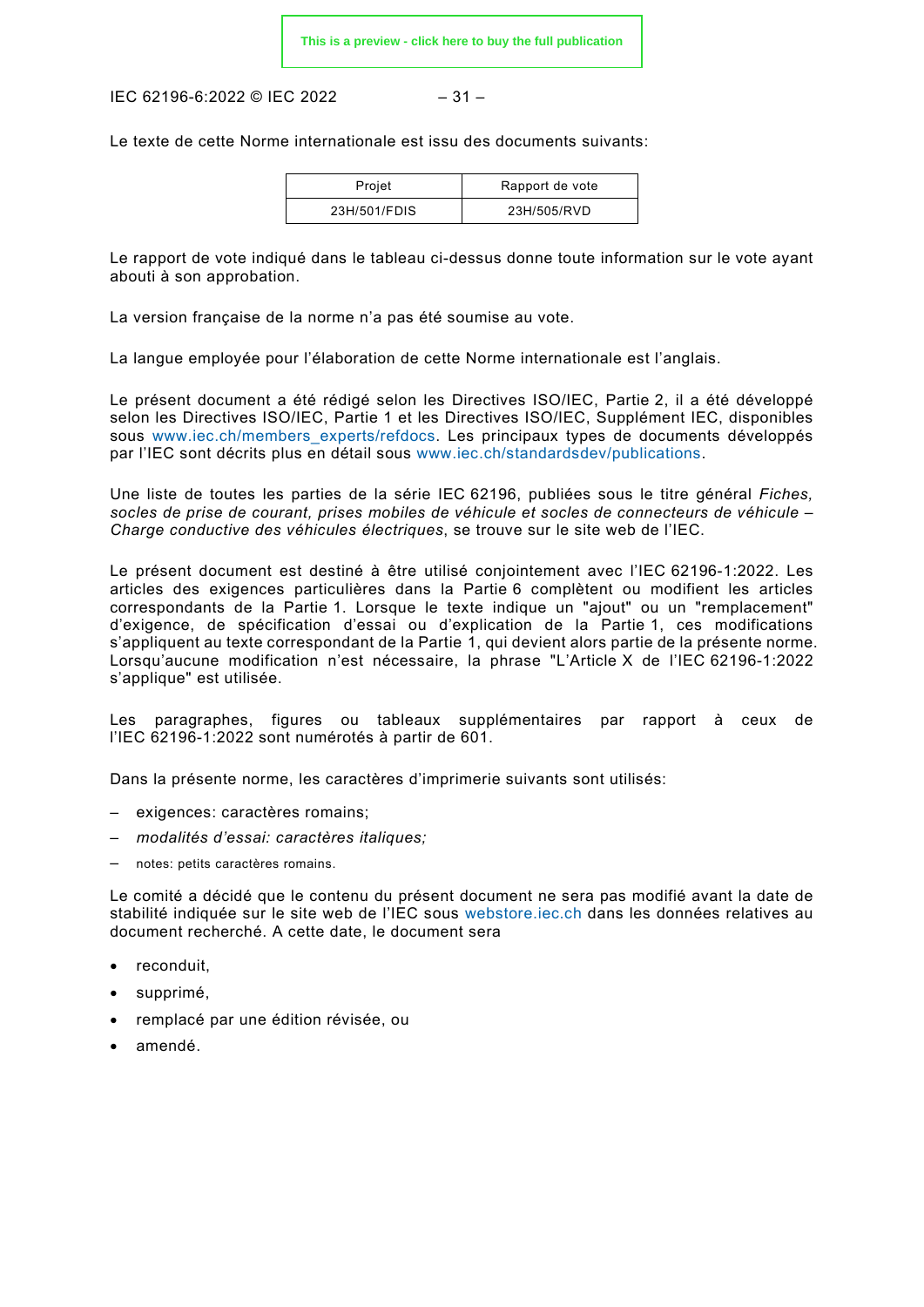Le texte de cette Norme internationale est issu des documents suivants:

| Projet | Rapport de vote |
|---|---|
| 23H/501/FDIS | 23H/505/RVD |

Le rapport de vote indiqué dans le tableau ci-dessus donne toute information sur le vote ayant abouti à son approbation.

La version française de la norme n'a pas été soumise au vote.

La langue employée pour l'élaboration de cette Norme internationale est l'anglais.

Le présent document a été rédigé selon les Directives ISO/IEC, Partie 2, il a été développé selon les Directives ISO/IEC, Partie 1 et les Directives ISO/IEC, Supplément IEC, disponibles sous www.iec.ch/members_experts/refdocs. Les principaux types de documents développés par l'IEC sont décrits plus en détail sous www.iec.ch/standardsdev/publications.

Une liste de toutes les parties de la série IEC 62196, publiées sous le titre général *Fiches, socles de prise de courant, prises mobiles de véhicule et socles de connecteurs de véhicule – Charge conductive des véhicules électriques*, se trouve sur le site web de l'IEC.

Le présent document est destiné à être utilisé conjointement avec l'IEC 62196-1:2022. Les articles des exigences particulières dans la Partie 6 complètent ou modifient les articles correspondants de la Partie 1. Lorsque le texte indique un "ajout" ou un "remplacement" d'exigence, de spécification d'essai ou d'explication de la Partie 1, ces modifications s'appliquent au texte correspondant de la Partie 1, qui devient alors partie de la présente norme. Lorsqu'aucune modification n'est nécessaire, la phrase "L'Article X de l'IEC 62196-1:2022 s'applique" est utilisée.

Les paragraphes, figures ou tableaux supplémentaires par rapport à ceux de l'IEC 62196-1:2022 sont numérotés à partir de 601.

Dans la présente norme, les caractères d'imprimerie suivants sont utilisés:

– exigences: caractères romains;
– *modalités d'essai: caractères italiques;*
– notes: petits caractères romains.

Le comité a décidé que le contenu du présent document ne sera pas modifié avant la date de stabilité indiquée sur le site web de l'IEC sous webstore.iec.ch dans les données relatives au document recherché. A cette date, le document sera

- reconduit,
- supprimé,
- remplacé par une édition révisée, ou
- amendé.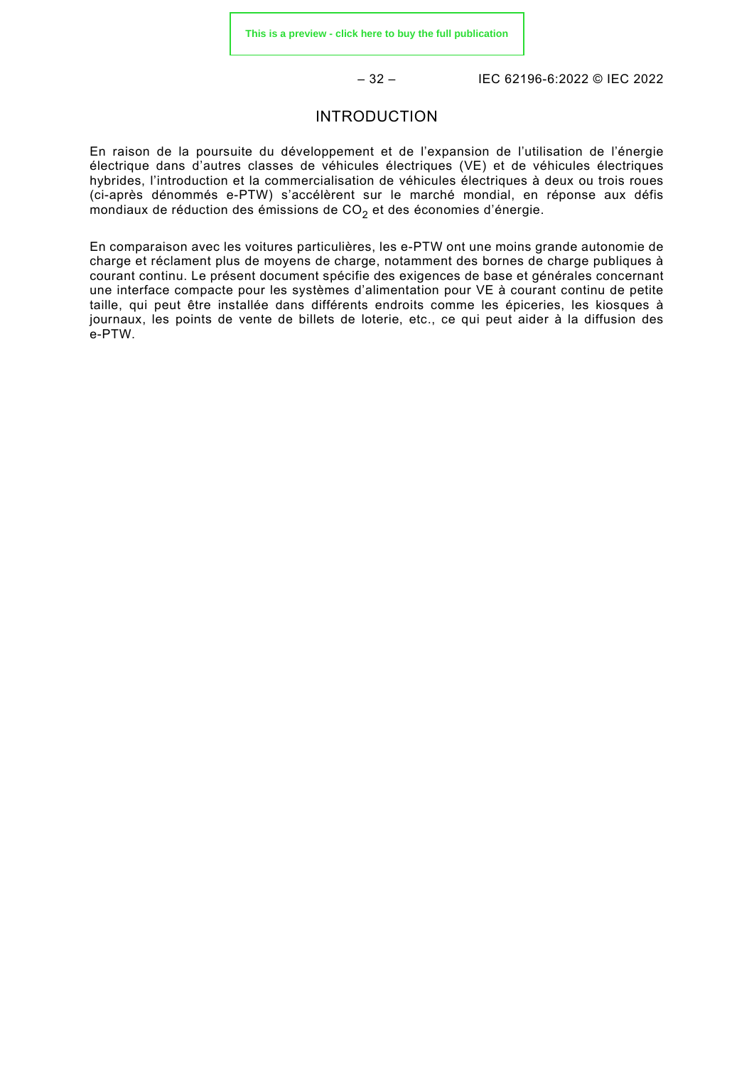# INTRODUCTION

En raison de la poursuite du développement et de l'expansion de l'utilisation de l'énergie électrique dans d'autres classes de véhicules électriques (VE) et de véhicules électriques hybrides, l'introduction et la commercialisation de véhicules électriques à deux ou trois roues (ci-après dénommés e-PTW) s'accélèrent sur le marché mondial, en réponse aux défis mondiaux de réduction des émissions de $CO_2$ et des économies d'énergie.

En comparaison avec les voitures particulières, les e-PTW ont une moins grande autonomie de charge et réclament plus de moyens de charge, notamment des bornes de charge publiques à courant continu. Le présent document spécifie des exigences de base et générales concernant une interface compacte pour les systèmes d'alimentation pour VE à courant continu de petite taille, qui peut être installée dans différents endroits comme les épiceries, les kiosques à journaux, les points de vente de billets de loterie, etc., ce qui peut aider à la diffusion des e-PTW.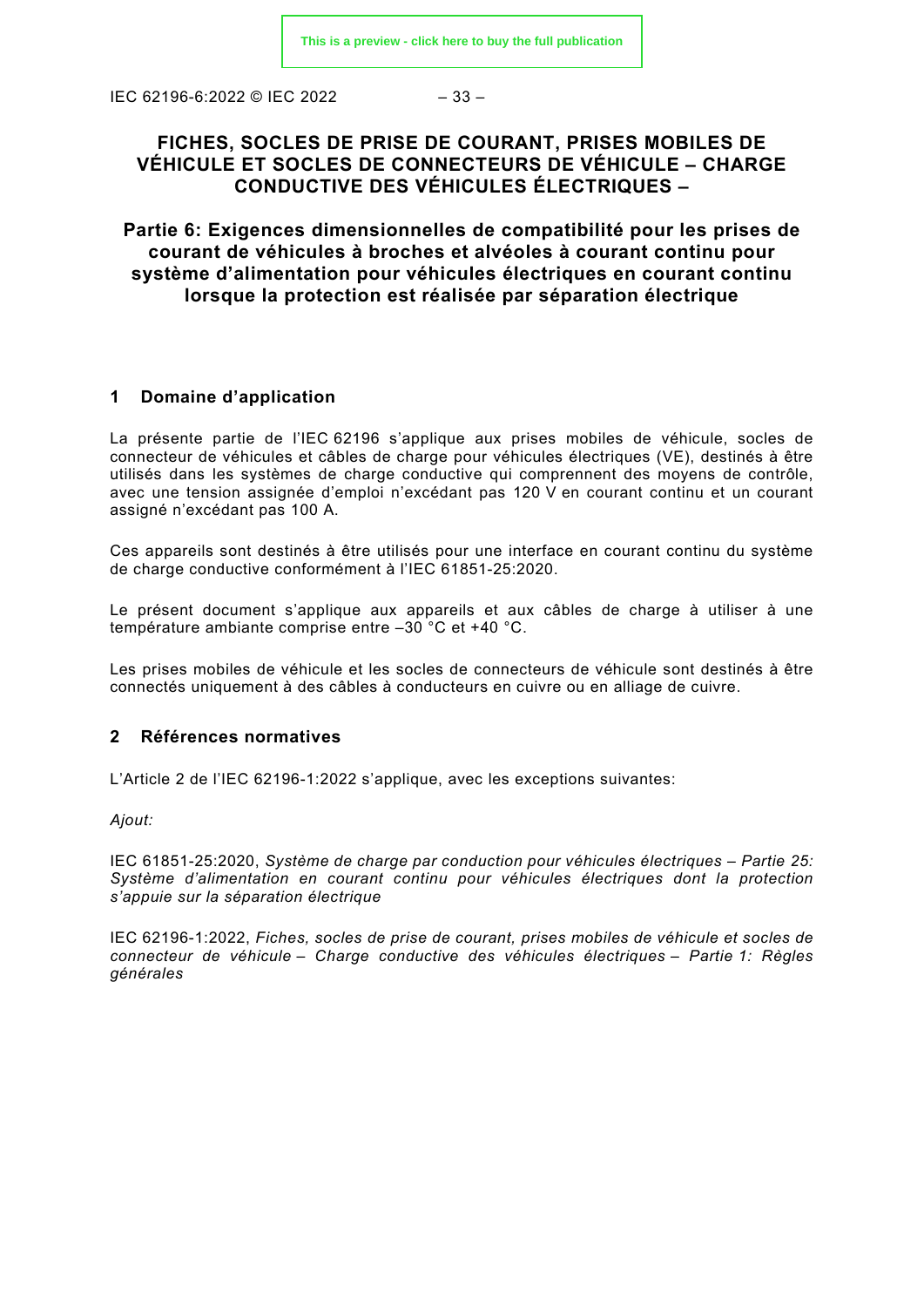# FICHES, SOCLES DE PRISE DE COURANT, PRISES MOBILES DE VÉHICULE ET SOCLES DE CONNECTEURS DE VÉHICULE – CHARGE CONDUCTIVE DES VÉHICULES ÉLECTRIQUES –

## Partie 6: Exigences dimensionnelles de compatibilité pour les prises de courant de véhicules à broches et alvéoles à courant continu pour système d'alimentation pour véhicules électriques en courant continu lorsque la protection est réalisée par séparation électrique

## 1 Domaine d'application

La présente partie de l'IEC 62196 s'applique aux prises mobiles de véhicule, socles de connecteur de véhicules et câbles de charge pour véhicules électriques (VE), destinés à être utilisés dans les systèmes de charge conductive qui comprennent des moyens de contrôle, avec une tension assignée d'emploi n'excédant pas 120 V en courant continu et un courant assigné n'excédant pas 100 A.

Ces appareils sont destinés à être utilisés pour une interface en courant continu du système de charge conductive conformément à l'IEC 61851-25:2020.

Le présent document s'applique aux appareils et aux câbles de charge à utiliser à une température ambiante comprise entre –30 °C et +40 °C.

Les prises mobiles de véhicule et les socles de connecteurs de véhicule sont destinés à être connectés uniquement à des câbles à conducteurs en cuivre ou en alliage de cuivre.

## 2 Références normatives

L'Article 2 de l'IEC 62196-1:2022 s'applique, avec les exceptions suivantes:

*Ajout:*

IEC 61851-25:2020, *Système de charge par conduction pour véhicules électriques – Partie 25: Système d'alimentation en courant continu pour véhicules électriques dont la protection s'appuie sur la séparation électrique*

IEC 62196-1:2022, *Fiches, socles de prise de courant, prises mobiles de véhicule et socles de connecteur de véhicule – Charge conductive des véhicules électriques – Partie 1: Règles générales*